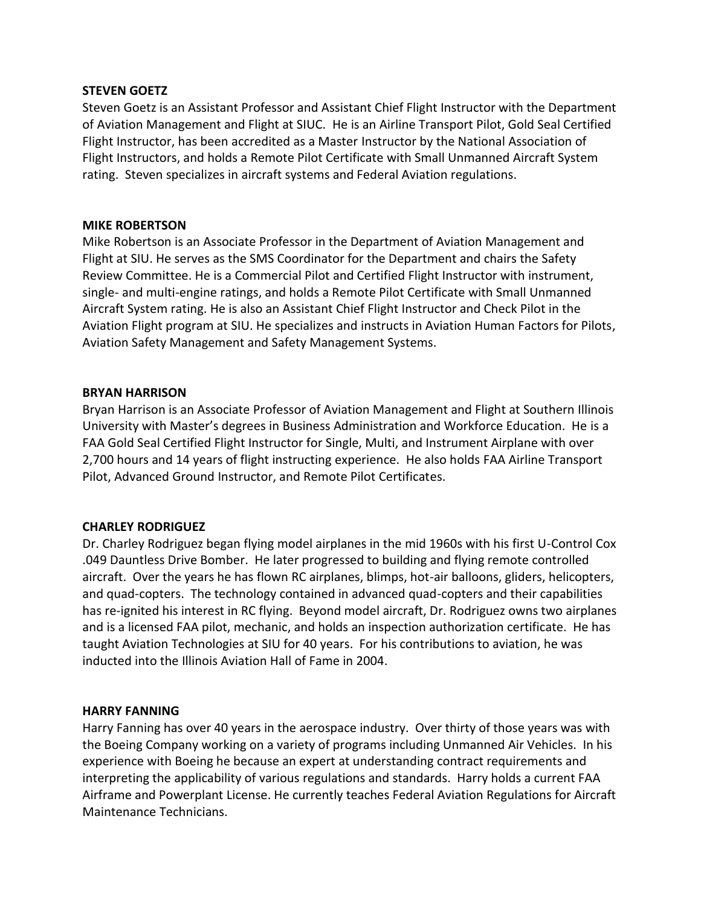**STEVEN GOETZ**

Steven Goetz is an Assistant Professor and Assistant Chief Flight Instructor with the Department of Aviation Management and Flight at SIUC. He is an Airline Transport Pilot, Gold Seal Certified Flight Instructor, has been accredited as a Master Instructor by the National Association of Flight Instructors, and holds a Remote Pilot Certificate with Small Unmanned Aircraft System rating. Steven specializes in aircraft systems and Federal Aviation regulations.

**MIKE ROBERTSON**

Mike Robertson is an Associate Professor in the Department of Aviation Management and Flight at SIU. He serves as the SMS Coordinator for the Department and chairs the Safety Review Committee. He is a Commercial Pilot and Certified Flight Instructor with instrument, single- and multi-engine ratings, and holds a Remote Pilot Certificate with Small Unmanned Aircraft System rating. He is also an Assistant Chief Flight Instructor and Check Pilot in the Aviation Flight program at SIU. He specializes and instructs in Aviation Human Factors for Pilots, Aviation Safety Management and Safety Management Systems.

**BRYAN HARRISON**

Bryan Harrison is an Associate Professor of Aviation Management and Flight at Southern Illinois University with Master's degrees in Business Administration and Workforce Education. He is a FAA Gold Seal Certified Flight Instructor for Single, Multi, and Instrument Airplane with over 2,700 hours and 14 years of flight instructing experience. He also holds FAA Airline Transport Pilot, Advanced Ground Instructor, and Remote Pilot Certificates.

**CHARLEY RODRIGUEZ**

Dr. Charley Rodriguez began flying model airplanes in the mid 1960s with his first U-Control Cox .049 Dauntless Drive Bomber. He later progressed to building and flying remote controlled aircraft. Over the years he has flown RC airplanes, blimps, hot-air balloons, gliders, helicopters, and quad-copters. The technology contained in advanced quad-copters and their capabilities has re-ignited his interest in RC flying. Beyond model aircraft, Dr. Rodriguez owns two airplanes and is a licensed FAA pilot, mechanic, and holds an inspection authorization certificate. He has taught Aviation Technologies at SIU for 40 years. For his contributions to aviation, he was inducted into the Illinois Aviation Hall of Fame in 2004.

**HARRY FANNING**

Harry Fanning has over 40 years in the aerospace industry. Over thirty of those years was with the Boeing Company working on a variety of programs including Unmanned Air Vehicles. In his experience with Boeing he because an expert at understanding contract requirements and interpreting the applicability of various regulations and standards. Harry holds a current FAA Airframe and Powerplant License. He currently teaches Federal Aviation Regulations for Aircraft Maintenance Technicians.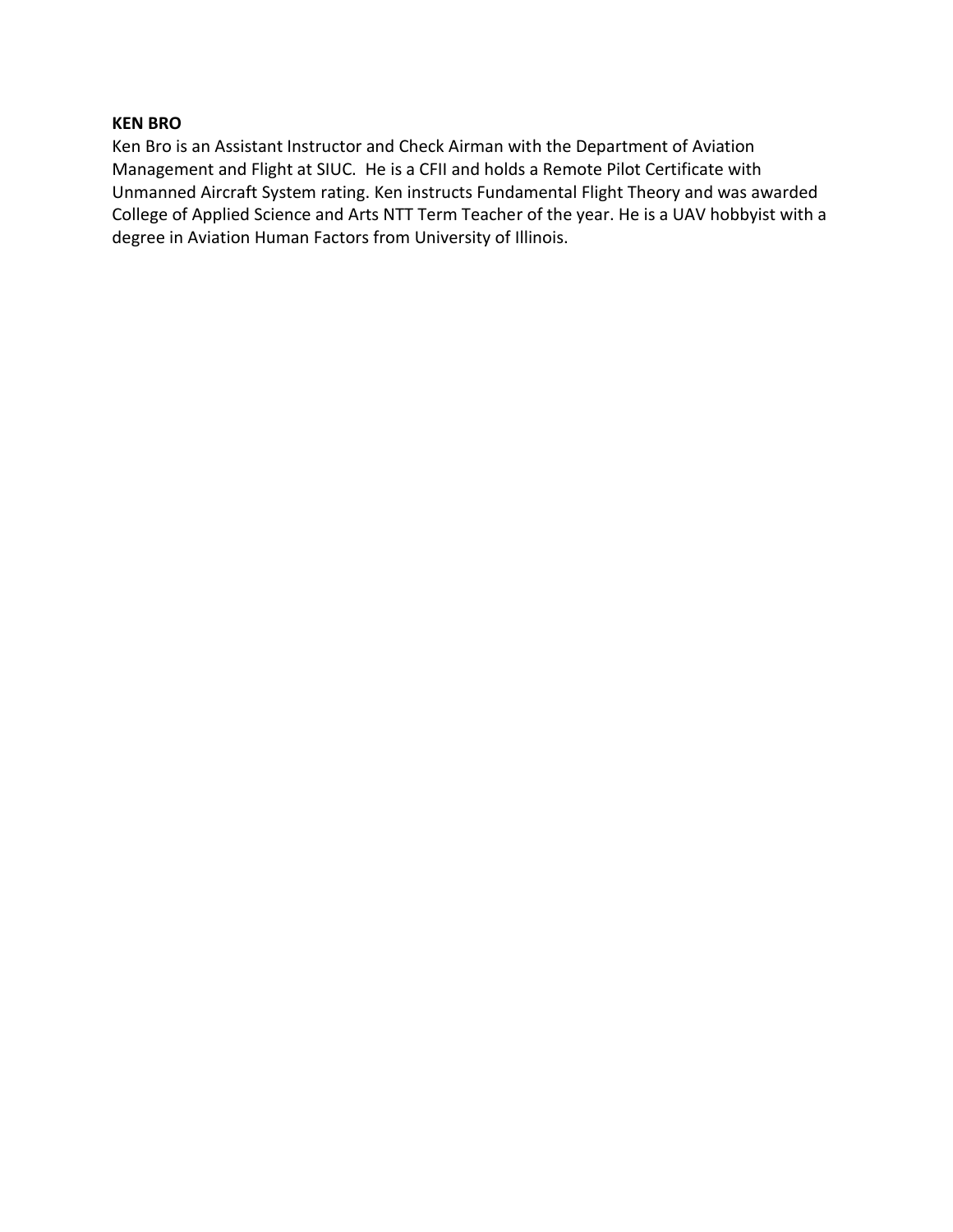**KEN BRO**

Ken Bro is an Assistant Instructor and Check Airman with the Department of Aviation Management and Flight at SIUC. He is a CFII and holds a Remote Pilot Certificate with Unmanned Aircraft System rating. Ken instructs Fundamental Flight Theory and was awarded College of Applied Science and Arts NTT Term Teacher of the year. He is a UAV hobbyist with a degree in Aviation Human Factors from University of Illinois.